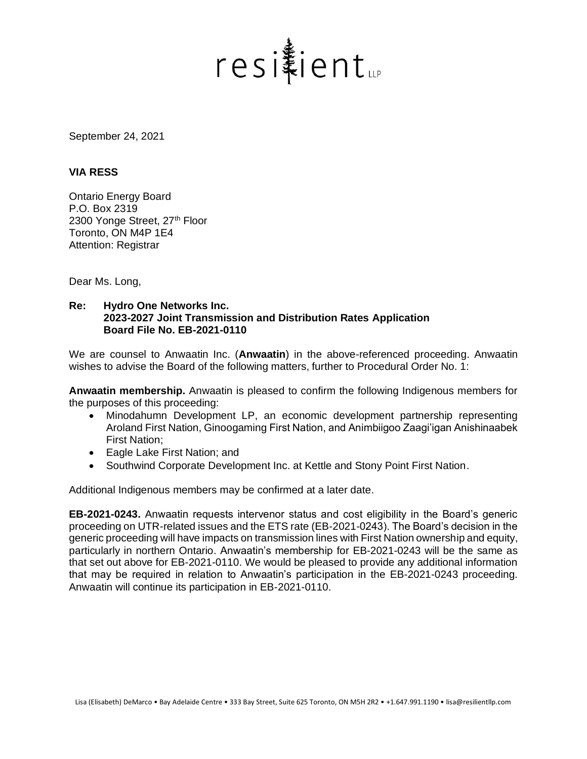resilient LLP

September 24, 2021

**VIA RESS**

Ontario Energy Board
P.O. Box 2319
2300 Yonge Street, 27th Floor
Toronto, ON M4P 1E4
Attention: Registrar

Dear Ms. Long,

**Re: Hydro One Networks Inc.**
**2023-2027 Joint Transmission and Distribution Rates Application**
**Board File No. EB-2021-0110**

We are counsel to Anwaatin Inc. (**Anwaatin**) in the above-referenced proceeding. Anwaatin wishes to advise the Board of the following matters, further to Procedural Order No. 1:

**Anwaatin membership.** Anwaatin is pleased to confirm the following Indigenous members for the purposes of this proceeding:

- Minodahumn Development LP, an economic development partnership representing Aroland First Nation, Ginoogaming First Nation, and Animbiigoo Zaagi'igan Anishinaabek First Nation;
- Eagle Lake First Nation; and
- Southwind Corporate Development Inc. at Kettle and Stony Point First Nation.

Additional Indigenous members may be confirmed at a later date.

**EB-2021-0243.** Anwaatin requests intervenor status and cost eligibility in the Board's generic proceeding on UTR-related issues and the ETS rate (EB-2021-0243). The Board's decision in the generic proceeding will have impacts on transmission lines with First Nation ownership and equity, particularly in northern Ontario. Anwaatin's membership for EB-2021-0243 will be the same as that set out above for EB-2021-0110. We would be pleased to provide any additional information that may be required in relation to Anwaatin's participation in the EB-2021-0243 proceeding. Anwaatin will continue its participation in EB-2021-0110.

Lisa (Elisabeth) DeMarco • Bay Adelaide Centre • 333 Bay Street, Suite 625 Toronto, ON M5H 2R2 • +1.647.991.1190 • lisa@resilientllp.com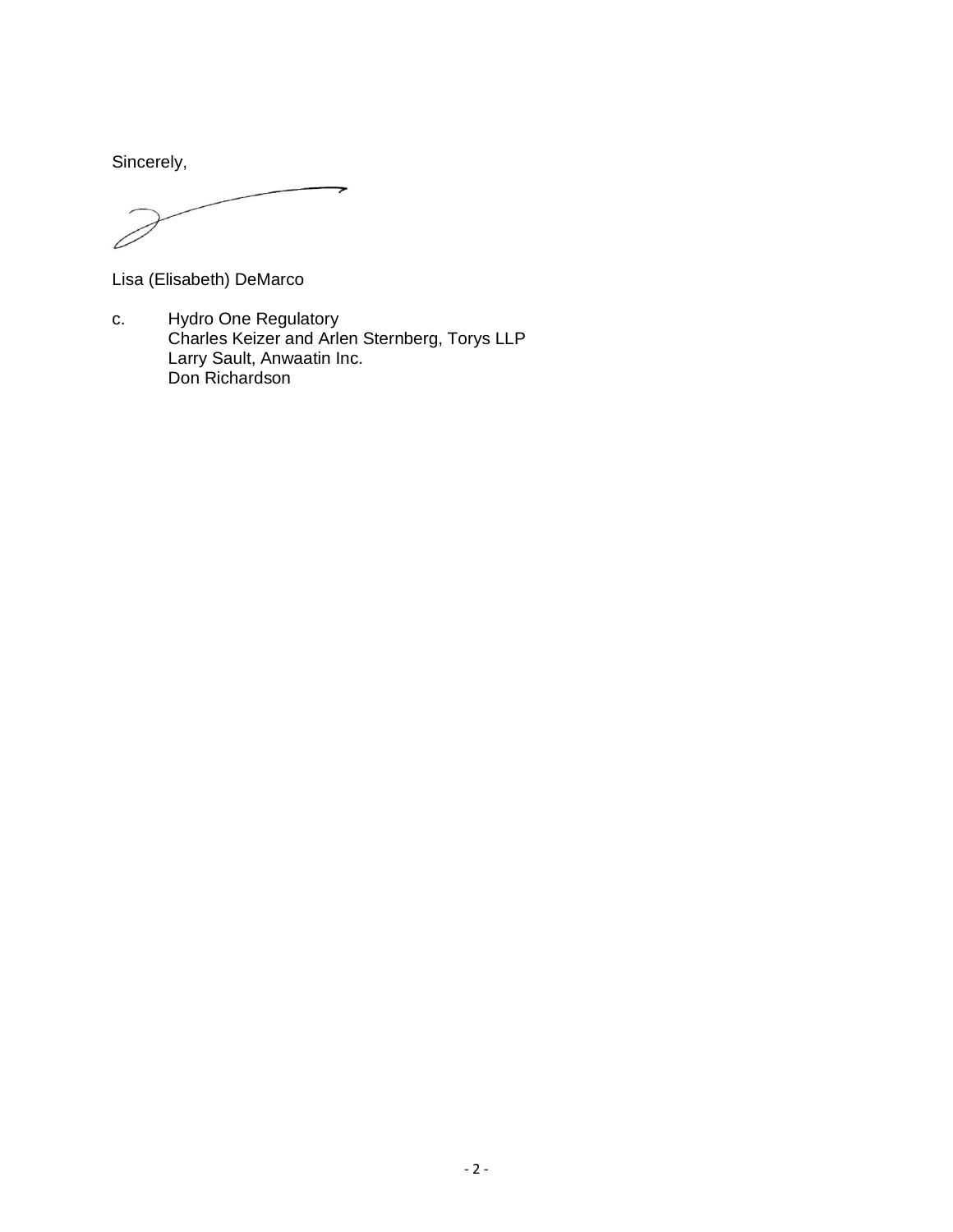Sincerely,

Lisa (Elisabeth) DeMarco

c. Hydro One Regulatory
Charles Keizer and Arlen Sternberg, Torys LLP
Larry Sault, Anwaatin Inc.
Don Richardson